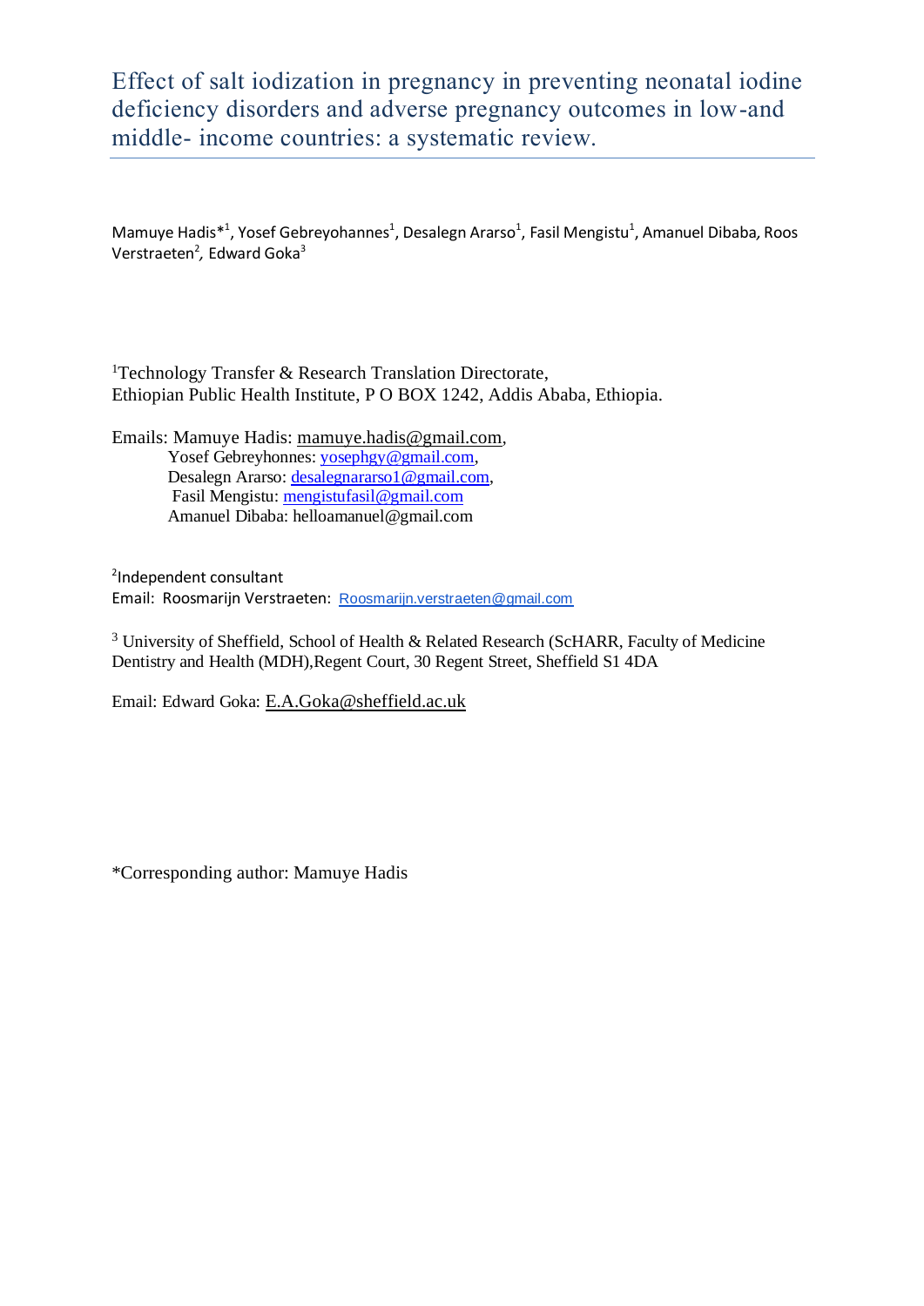# Effect of salt iodization in pregnancy in preventing neonatal iodine deficiency disorders and adverse pregnancy outcomes in low-and middle- income countries: a systematic review.

Mamuye Hadis*[1], Yosef Gebreyohannes[1], Desalegn Ararso[1], Fasil Mengistu[1], Amanuel Dibaba, Roos Verstraeten[2], Edward Goka[3]

[1]Technology Transfer & Research Translation Directorate,
Ethiopian Public Health Institute, P O BOX 1242, Addis Ababa, Ethiopia.

Emails: Mamuye Hadis: mamuye.hadis@gmail.com,
Yosef Gebreyhonnes: yosephgy@gmail.com,
Desalegn Ararso: desalegnararso1@gmail.com,
Fasil Mengistu: mengistufasil@gmail.com
Amanuel Dibaba: helloamanuel@gmail.com

[2]Independent consultant
Email: Roosmarijn Verstraeten: Roosmarijn.verstraeten@gmail.com

[3] University of Sheffield, School of Health & Related Research (ScHARR, Faculty of Medicine Dentistry and Health (MDH),Regent Court, 30 Regent Street, Sheffield S1 4DA

Email: Edward Goka: E.A.Goka@sheffield.ac.uk

*Corresponding author: Mamuye Hadis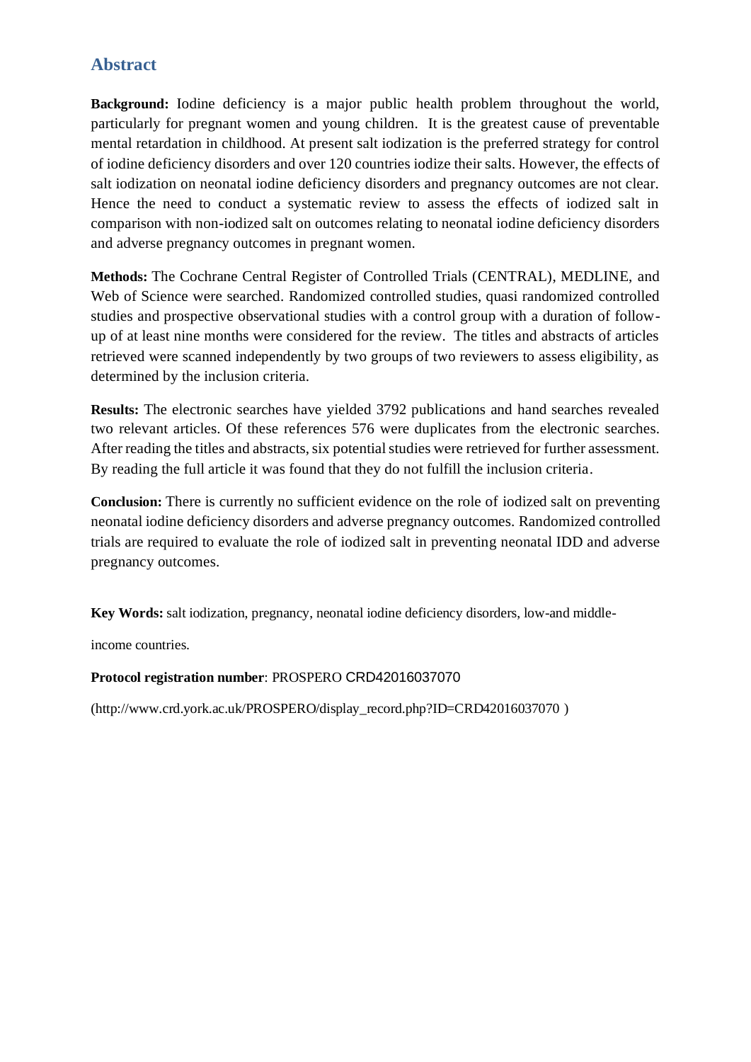## Abstract

**Background:** Iodine deficiency is a major public health problem throughout the world, particularly for pregnant women and young children. It is the greatest cause of preventable mental retardation in childhood. At present salt iodization is the preferred strategy for control of iodine deficiency disorders and over 120 countries iodize their salts. However, the effects of salt iodization on neonatal iodine deficiency disorders and pregnancy outcomes are not clear. Hence the need to conduct a systematic review to assess the effects of iodized salt in comparison with non-iodized salt on outcomes relating to neonatal iodine deficiency disorders and adverse pregnancy outcomes in pregnant women.

**Methods:** The Cochrane Central Register of Controlled Trials (CENTRAL), MEDLINE, and Web of Science were searched. Randomized controlled studies, quasi randomized controlled studies and prospective observational studies with a control group with a duration of follow-up of at least nine months were considered for the review. The titles and abstracts of articles retrieved were scanned independently by two groups of two reviewers to assess eligibility, as determined by the inclusion criteria.

**Results:** The electronic searches have yielded 3792 publications and hand searches revealed two relevant articles. Of these references 576 were duplicates from the electronic searches. After reading the titles and abstracts, six potential studies were retrieved for further assessment. By reading the full article it was found that they do not fulfill the inclusion criteria.

**Conclusion:** There is currently no sufficient evidence on the role of iodized salt on preventing neonatal iodine deficiency disorders and adverse pregnancy outcomes. Randomized controlled trials are required to evaluate the role of iodized salt in preventing neonatal IDD and adverse pregnancy outcomes.

**Key Words:** salt iodization, pregnancy, neonatal iodine deficiency disorders, low-and middle-income countries.

**Protocol registration number**: PROSPERO CRD42016037070

(http://www.crd.york.ac.uk/PROSPERO/display_record.php?ID=CRD42016037070 )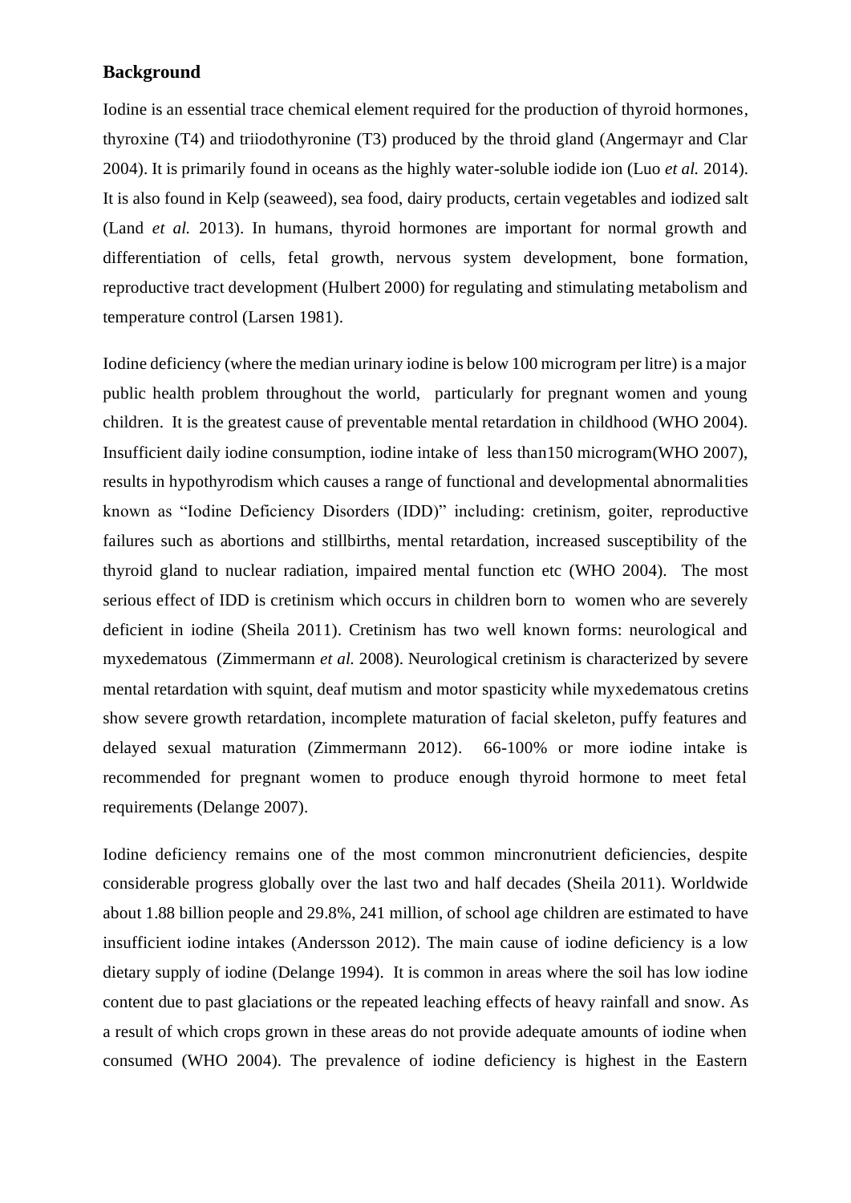## Background

Iodine is an essential trace chemical element required for the production of thyroid hormones, thyroxine (T4) and triiodothyronine (T3) produced by the throid gland (Angermayr and Clar 2004). It is primarily found in oceans as the highly water-soluble iodide ion (Luo *et al.* 2014). It is also found in Kelp (seaweed), sea food, dairy products, certain vegetables and iodized salt (Land *et al.* 2013). In humans, thyroid hormones are important for normal growth and differentiation of cells, fetal growth, nervous system development, bone formation, reproductive tract development (Hulbert 2000) for regulating and stimulating metabolism and temperature control (Larsen 1981).

Iodine deficiency (where the median urinary iodine is below 100 microgram per litre) is a major public health problem throughout the world, particularly for pregnant women and young children. It is the greatest cause of preventable mental retardation in childhood (WHO 2004). Insufficient daily iodine consumption, iodine intake of less than150 microgram(WHO 2007), results in hypothyrodism which causes a range of functional and developmental abnormalities known as "Iodine Deficiency Disorders (IDD)" including: cretinism, goiter, reproductive failures such as abortions and stillbirths, mental retardation, increased susceptibility of the thyroid gland to nuclear radiation, impaired mental function etc (WHO 2004). The most serious effect of IDD is cretinism which occurs in children born to women who are severely deficient in iodine (Sheila 2011). Cretinism has two well known forms: neurological and myxedematous (Zimmermann *et al.* 2008). Neurological cretinism is characterized by severe mental retardation with squint, deaf mutism and motor spasticity while myxedematous cretins show severe growth retardation, incomplete maturation of facial skeleton, puffy features and delayed sexual maturation (Zimmermann 2012). 66-100% or more iodine intake is recommended for pregnant women to produce enough thyroid hormone to meet fetal requirements (Delange 2007).

Iodine deficiency remains one of the most common mincronutrient deficiencies, despite considerable progress globally over the last two and half decades (Sheila 2011). Worldwide about 1.88 billion people and 29.8%, 241 million, of school age children are estimated to have insufficient iodine intakes (Andersson 2012). The main cause of iodine deficiency is a low dietary supply of iodine (Delange 1994). It is common in areas where the soil has low iodine content due to past glaciations or the repeated leaching effects of heavy rainfall and snow. As a result of which crops grown in these areas do not provide adequate amounts of iodine when consumed (WHO 2004). The prevalence of iodine deficiency is highest in the Eastern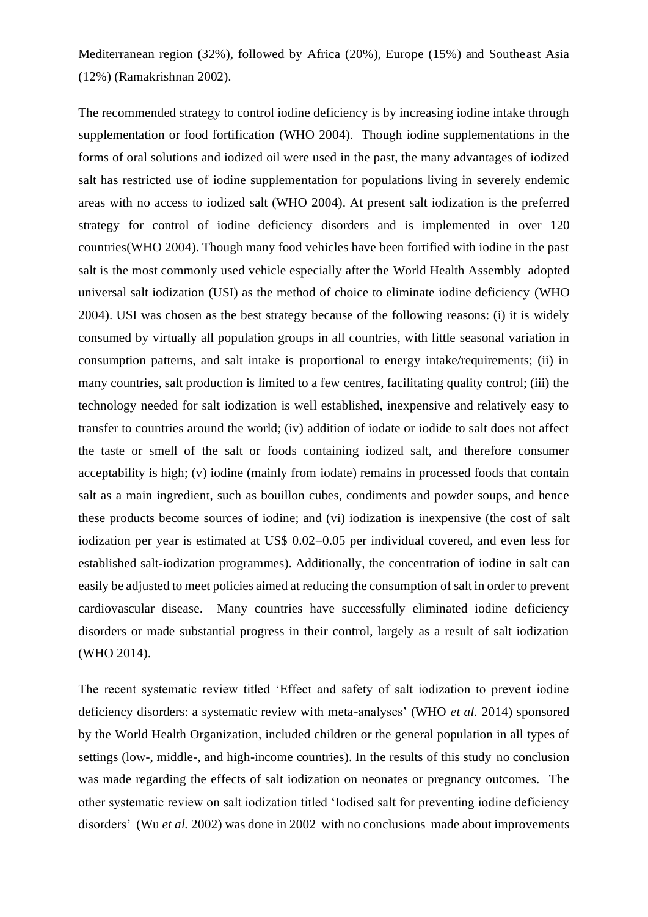Mediterranean region (32%), followed by Africa (20%), Europe (15%) and Southeast Asia (12%) (Ramakrishnan 2002).

The recommended strategy to control iodine deficiency is by increasing iodine intake through supplementation or food fortification (WHO 2004). Though iodine supplementations in the forms of oral solutions and iodized oil were used in the past, the many advantages of iodized salt has restricted use of iodine supplementation for populations living in severely endemic areas with no access to iodized salt (WHO 2004). At present salt iodization is the preferred strategy for control of iodine deficiency disorders and is implemented in over 120 countries(WHO 2004). Though many food vehicles have been fortified with iodine in the past salt is the most commonly used vehicle especially after the World Health Assembly adopted universal salt iodization (USI) as the method of choice to eliminate iodine deficiency (WHO 2004). USI was chosen as the best strategy because of the following reasons: (i) it is widely consumed by virtually all population groups in all countries, with little seasonal variation in consumption patterns, and salt intake is proportional to energy intake/requirements; (ii) in many countries, salt production is limited to a few centres, facilitating quality control; (iii) the technology needed for salt iodization is well established, inexpensive and relatively easy to transfer to countries around the world; (iv) addition of iodate or iodide to salt does not affect the taste or smell of the salt or foods containing iodized salt, and therefore consumer acceptability is high; (v) iodine (mainly from iodate) remains in processed foods that contain salt as a main ingredient, such as bouillon cubes, condiments and powder soups, and hence these products become sources of iodine; and (vi) iodization is inexpensive (the cost of salt iodization per year is estimated at US$ 0.02–0.05 per individual covered, and even less for established salt-iodization programmes). Additionally, the concentration of iodine in salt can easily be adjusted to meet policies aimed at reducing the consumption of salt in order to prevent cardiovascular disease. Many countries have successfully eliminated iodine deficiency disorders or made substantial progress in their control, largely as a result of salt iodization (WHO 2014).

The recent systematic review titled 'Effect and safety of salt iodization to prevent iodine deficiency disorders: a systematic review with meta-analyses' (WHO *et al.* 2014) sponsored by the World Health Organization, included children or the general population in all types of settings (low-, middle-, and high-income countries). In the results of this study no conclusion was made regarding the effects of salt iodization on neonates or pregnancy outcomes. The other systematic review on salt iodization titled 'Iodised salt for preventing iodine deficiency disorders' (Wu *et al.* 2002) was done in 2002 with no conclusions made about improvements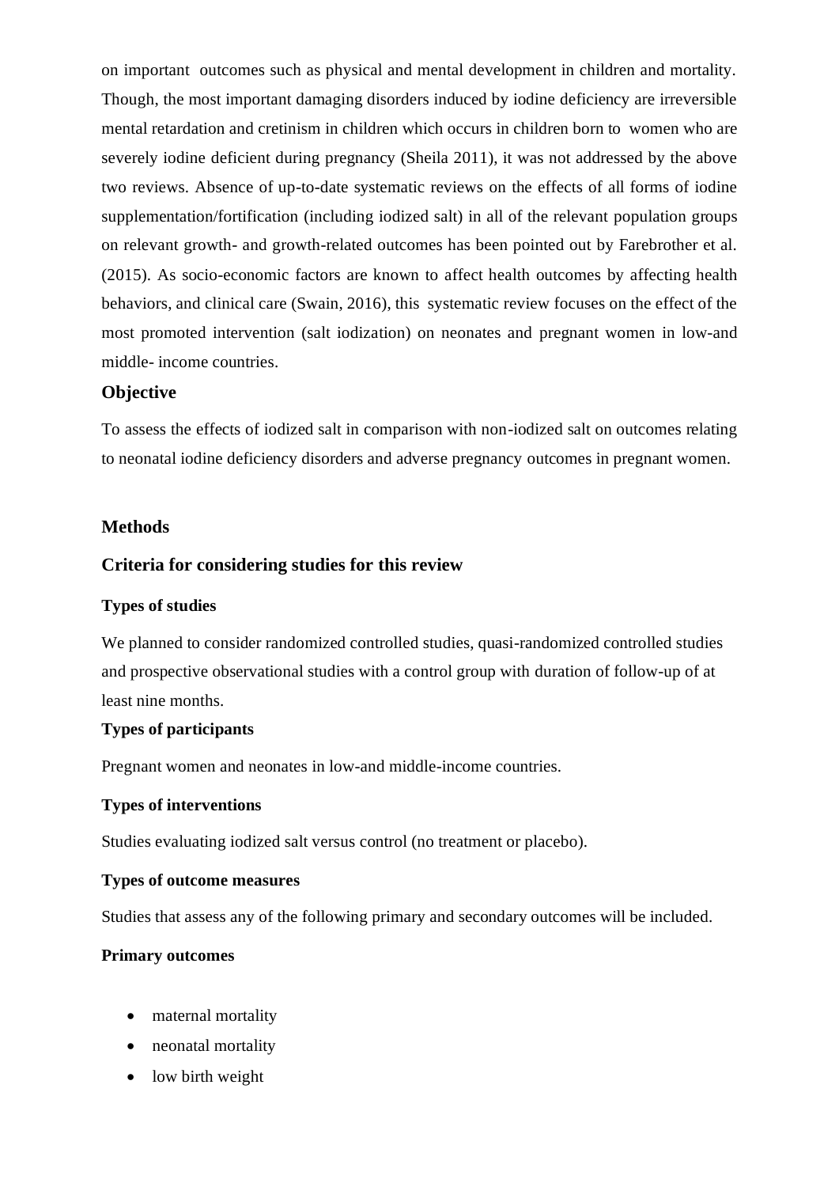on important outcomes such as physical and mental development in children and mortality. Though, the most important damaging disorders induced by iodine deficiency are irreversible mental retardation and cretinism in children which occurs in children born to women who are severely iodine deficient during pregnancy (Sheila 2011), it was not addressed by the above two reviews. Absence of up-to-date systematic reviews on the effects of all forms of iodine supplementation/fortification (including iodized salt) in all of the relevant population groups on relevant growth- and growth-related outcomes has been pointed out by Farebrother et al. (2015). As socio-economic factors are known to affect health outcomes by affecting health behaviors, and clinical care (Swain, 2016), this systematic review focuses on the effect of the most promoted intervention (salt iodization) on neonates and pregnant women in low-and middle- income countries.

## Objective

To assess the effects of iodized salt in comparison with non-iodized salt on outcomes relating to neonatal iodine deficiency disorders and adverse pregnancy outcomes in pregnant women.

## Methods

## Criteria for considering studies for this review

### Types of studies

We planned to consider randomized controlled studies, quasi-randomized controlled studies and prospective observational studies with a control group with duration of follow-up of at least nine months.

### Types of participants

Pregnant women and neonates in low-and middle-income countries.

### Types of interventions

Studies evaluating iodized salt versus control (no treatment or placebo).

### Types of outcome measures

Studies that assess any of the following primary and secondary outcomes will be included.

### Primary outcomes

- maternal mortality
- neonatal mortality
- low birth weight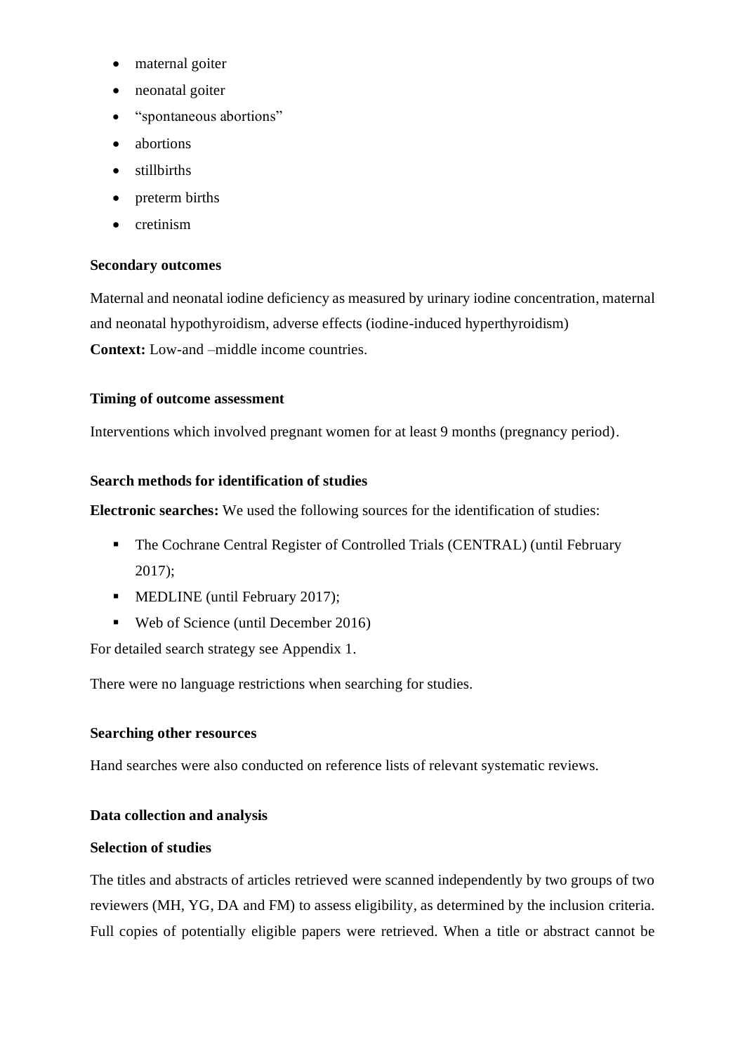- maternal goiter
- neonatal goiter
- "spontaneous abortions"
- abortions
- stillbirths
- preterm births
- cretinism

**Secondary outcomes**

Maternal and neonatal iodine deficiency as measured by urinary iodine concentration, maternal and neonatal hypothyroidism, adverse effects (iodine-induced hyperthyroidism)

**Context:** Low-and –middle income countries.

**Timing of outcome assessment**

Interventions which involved pregnant women for at least 9 months (pregnancy period).

**Search methods for identification of studies**

**Electronic searches:** We used the following sources for the identification of studies:

- The Cochrane Central Register of Controlled Trials (CENTRAL) (until February 2017);
- MEDLINE (until February 2017);
- Web of Science (until December 2016)

For detailed search strategy see Appendix 1.

There were no language restrictions when searching for studies.

**Searching other resources**

Hand searches were also conducted on reference lists of relevant systematic reviews.

**Data collection and analysis**

**Selection of studies**

The titles and abstracts of articles retrieved were scanned independently by two groups of two reviewers (MH, YG, DA and FM) to assess eligibility, as determined by the inclusion criteria. Full copies of potentially eligible papers were retrieved. When a title or abstract cannot be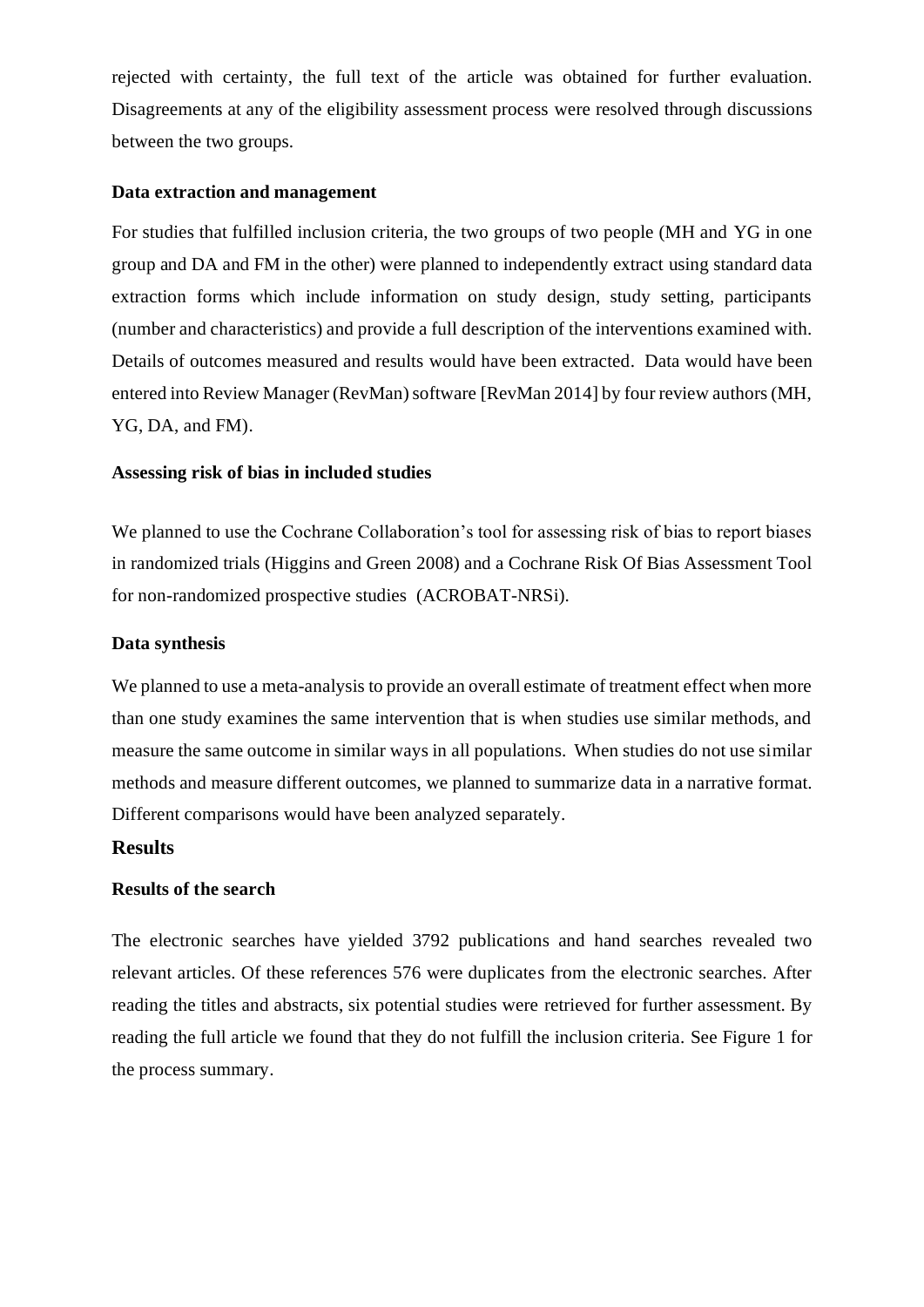rejected with certainty, the full text of the article was obtained for further evaluation. Disagreements at any of the eligibility assessment process were resolved through discussions between the two groups.

### Data extraction and management

For studies that fulfilled inclusion criteria, the two groups of two people (MH and YG in one group and DA and FM in the other) were planned to independently extract using standard data extraction forms which include information on study design, study setting, participants (number and characteristics) and provide a full description of the interventions examined with. Details of outcomes measured and results would have been extracted. Data would have been entered into Review Manager (RevMan) software [RevMan 2014] by four review authors (MH, YG, DA, and FM).

### Assessing risk of bias in included studies

We planned to use the Cochrane Collaboration's tool for assessing risk of bias to report biases in randomized trials (Higgins and Green 2008) and a Cochrane Risk Of Bias Assessment Tool for non-randomized prospective studies (ACROBAT-NRSi).

### Data synthesis

We planned to use a meta-analysis to provide an overall estimate of treatment effect when more than one study examines the same intervention that is when studies use similar methods, and measure the same outcome in similar ways in all populations. When studies do not use similar methods and measure different outcomes, we planned to summarize data in a narrative format. Different comparisons would have been analyzed separately.

## Results

### Results of the search

The electronic searches have yielded 3792 publications and hand searches revealed two relevant articles. Of these references 576 were duplicates from the electronic searches. After reading the titles and abstracts, six potential studies were retrieved for further assessment. By reading the full article we found that they do not fulfill the inclusion criteria. See Figure 1 for the process summary.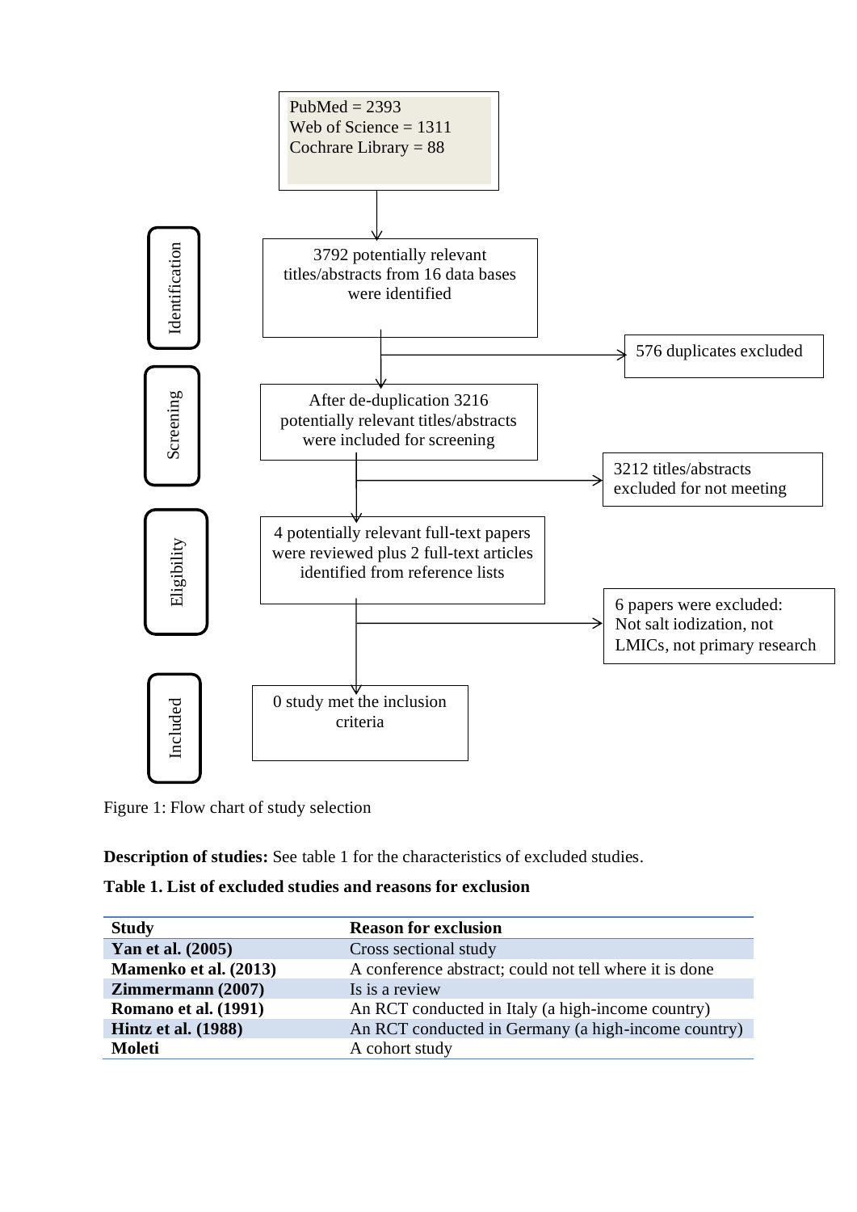PubMed = 2393
Web of Science = 1311
Cochrare Library = 88

Identification

3792 potentially relevant titles/abstracts from 16 data bases were identified

576 duplicates excluded

Screening

After de-duplication 3216 potentially relevant titles/abstracts were included for screening

3212 titles/abstracts excluded for not meeting

Eligibility

4 potentially relevant full-text papers were reviewed plus 2 full-text articles identified from reference lists

6 papers were excluded: Not salt iodization, not LMICs, not primary research

Included

0 study met the inclusion criteria

Figure 1: Flow chart of study selection

**Description of studies:** See table 1 for the characteristics of excluded studies.

**Table 1. List of excluded studies and reasons for exclusion**

| Study | Reason for exclusion |
| --- | --- |
| **Yan et al. (2005)** | Cross sectional study |
| **Mamenko et al. (2013)** | A conference abstract; could not tell where it is done |
| **Zimmermann (2007)** | Is is a review |
| **Romano et al. (1991)** | An RCT conducted in Italy (a high-income country) |
| **Hintz et al. (1988)** | An RCT conducted in Germany (a high-income country) |
| **Moleti** | A cohort study |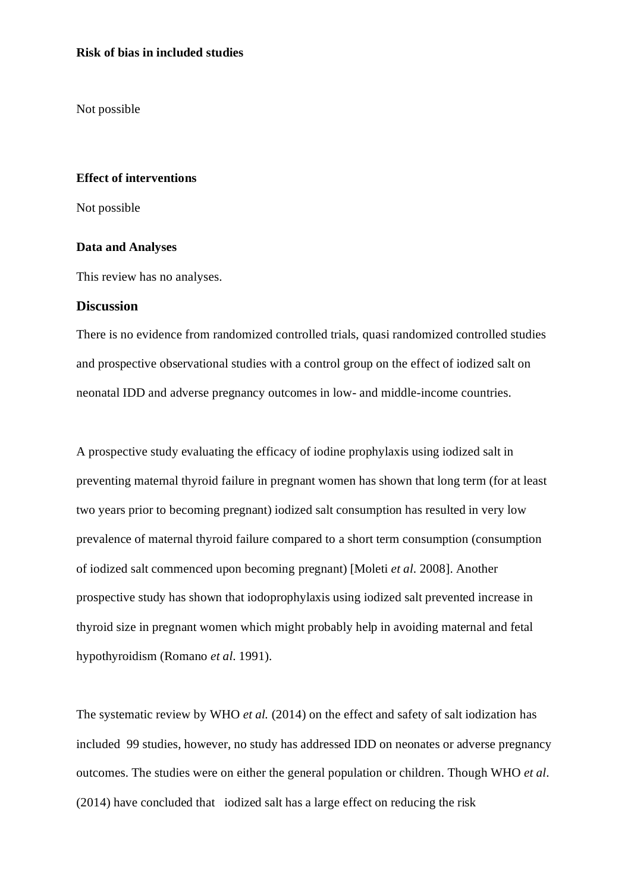**Risk of bias in included studies**

Not possible

**Effect of interventions**

Not possible

**Data and Analyses**

This review has no analyses.

## Discussion

There is no evidence from randomized controlled trials, quasi randomized controlled studies and prospective observational studies with a control group on the effect of iodized salt on neonatal IDD and adverse pregnancy outcomes in low- and middle-income countries.

A prospective study evaluating the efficacy of iodine prophylaxis using iodized salt in preventing maternal thyroid failure in pregnant women has shown that long term (for at least two years prior to becoming pregnant) iodized salt consumption has resulted in very low prevalence of maternal thyroid failure compared to a short term consumption (consumption of iodized salt commenced upon becoming pregnant) [Moleti *et al.* 2008]. Another prospective study has shown that iodoprophylaxis using iodized salt prevented increase in thyroid size in pregnant women which might probably help in avoiding maternal and fetal hypothyroidism (Romano *et al.* 1991).

The systematic review by WHO *et al.* (2014) on the effect and safety of salt iodization has included 99 studies, however, no study has addressed IDD on neonates or adverse pregnancy outcomes. The studies were on either the general population or children. Though WHO *et al.* (2014) have concluded that iodized salt has a large effect on reducing the risk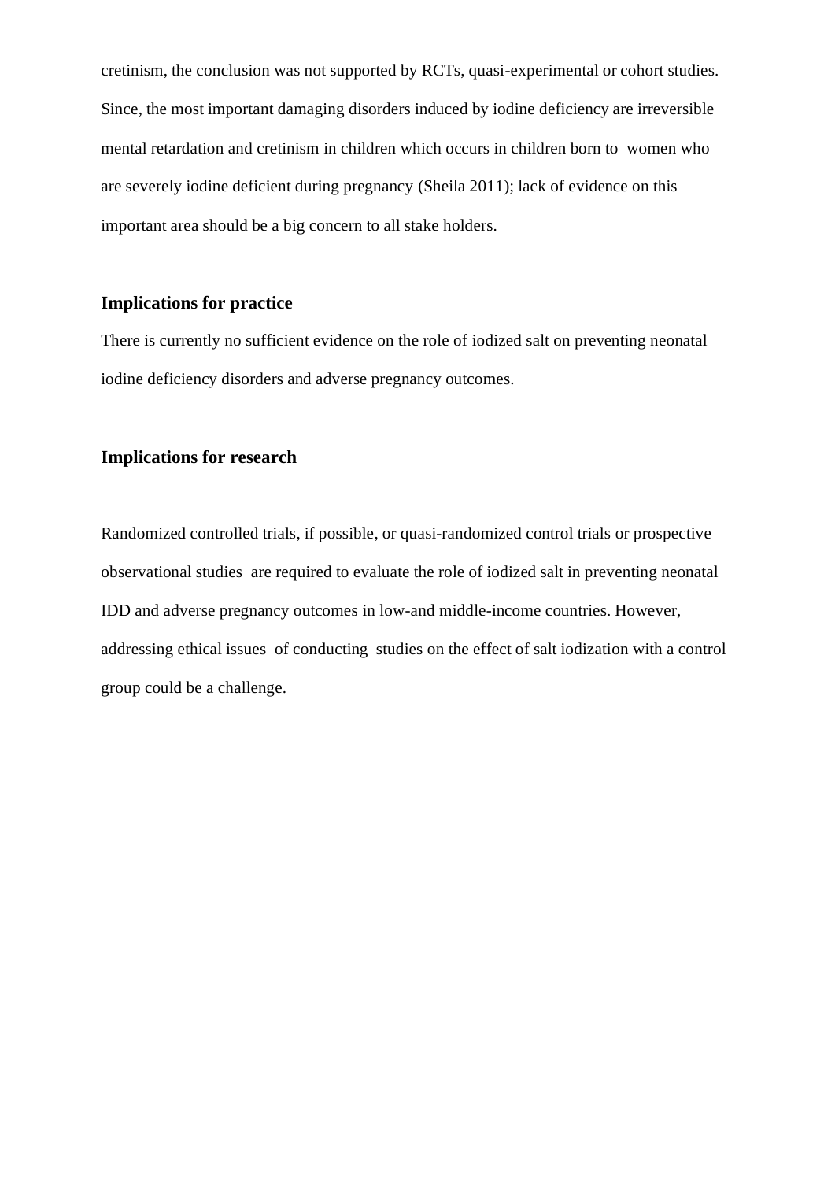cretinism, the conclusion was not supported by RCTs, quasi-experimental or cohort studies. Since, the most important damaging disorders induced by iodine deficiency are irreversible mental retardation and cretinism in children which occurs in children born to women who are severely iodine deficient during pregnancy (Sheila 2011); lack of evidence on this important area should be a big concern to all stake holders.

## Implications for practice

There is currently no sufficient evidence on the role of iodized salt on preventing neonatal iodine deficiency disorders and adverse pregnancy outcomes.

## Implications for research

Randomized controlled trials, if possible, or quasi-randomized control trials or prospective observational studies are required to evaluate the role of iodized salt in preventing neonatal IDD and adverse pregnancy outcomes in low-and middle-income countries. However, addressing ethical issues of conducting studies on the effect of salt iodization with a control group could be a challenge.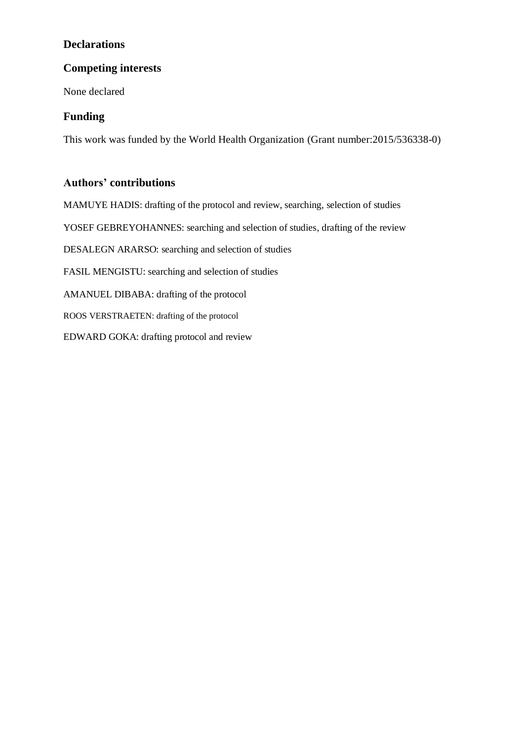## Declarations

## Competing interests

None declared

## Funding

This work was funded by the World Health Organization (Grant number:2015/536338-0)

## Authors' contributions

MAMUYE HADIS: drafting of the protocol and review, searching, selection of studies

YOSEF GEBREYOHANNES: searching and selection of studies, drafting of the review

DESALEGN ARARSO: searching and selection of studies

FASIL MENGISTU: searching and selection of studies

AMANUEL DIBABA: drafting of the protocol

ROOS VERSTRAETEN: drafting of the protocol

EDWARD GOKA: drafting protocol and review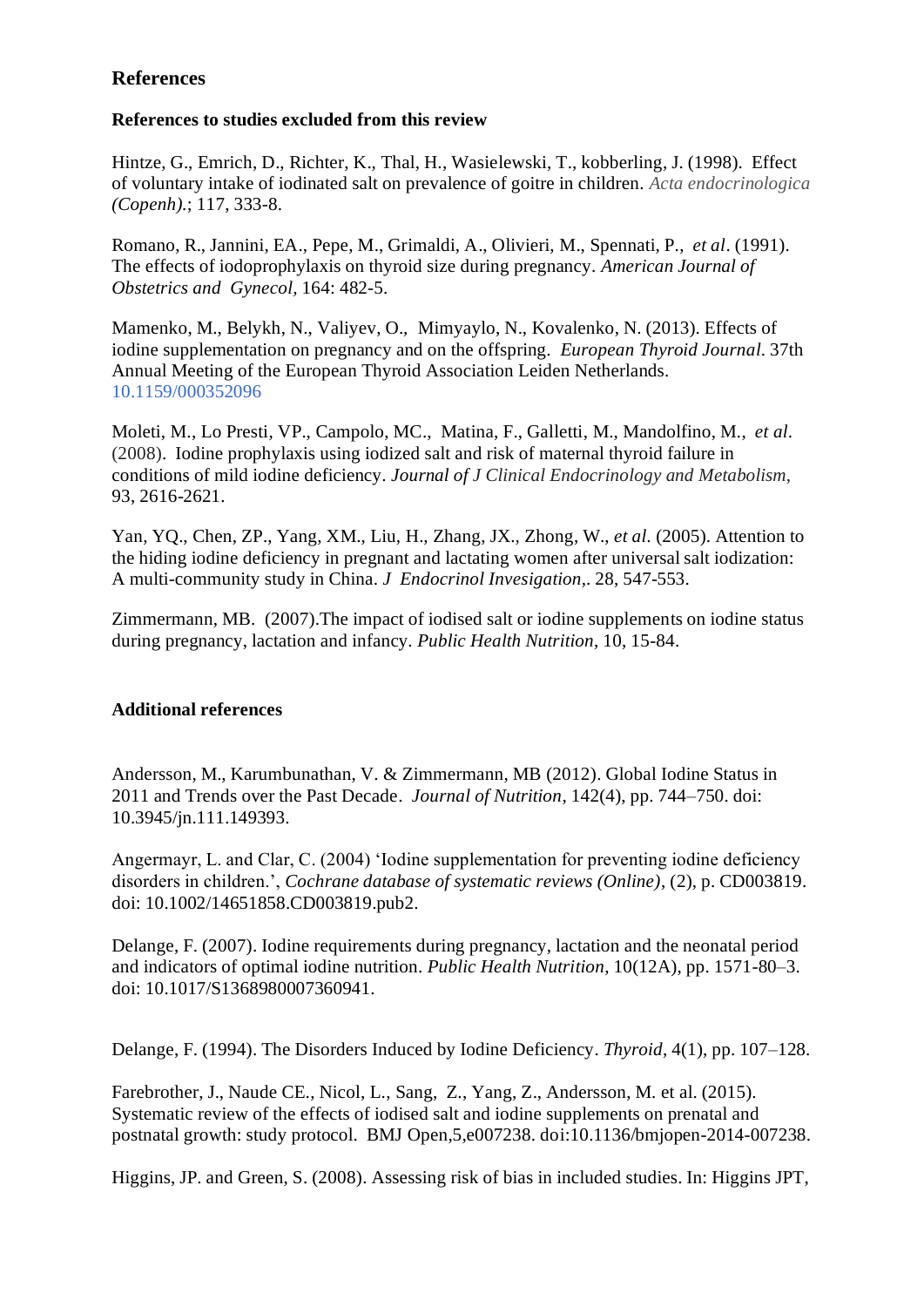## References

### References to studies excluded from this review

Hintze, G., Emrich, D., Richter, K., Thal, H., Wasielewski, T., kobberling, J. (1998). Effect of voluntary intake of iodinated salt on prevalence of goitre in children. *Acta endocrinologica (Copenh).*; 117, 333-8.

Romano, R., Jannini, EA., Pepe, M., Grimaldi, A., Olivieri, M., Spennati, P., *et al*. (1991). The effects of iodoprophylaxis on thyroid size during pregnancy. *American Journal of Obstetrics and Gynecol*, 164: 482-5.

Mamenko, M., Belykh, N., Valiyev, O., Mimyaylo, N., Kovalenko, N. (2013). Effects of iodine supplementation on pregnancy and on the offspring. *European Thyroid Journal*. 37th Annual Meeting of the European Thyroid Association Leiden Netherlands. 10.1159/000352096

Moleti, M., Lo Presti, VP., Campolo, MC., Matina, F., Galletti, M., Mandolfino, M., *et al.* (2008). Iodine prophylaxis using iodized salt and risk of maternal thyroid failure in conditions of mild iodine deficiency. *Journal of J Clinical Endocrinology and Metabolism*, 93, 2616-2621.

Yan, YQ., Chen, ZP., Yang, XM., Liu, H., Zhang, JX., Zhong, W., *et al.* (2005). Attention to the hiding iodine deficiency in pregnant and lactating women after universal salt iodization: A multi-community study in China. *J Endocrinol Invesigation*,. 28, 547-553.

Zimmermann, MB. (2007).The impact of iodised salt or iodine supplements on iodine status during pregnancy, lactation and infancy. *Public Health Nutrition*, 10, 15-84.

### Additional references

Andersson, M., Karumbunathan, V. & Zimmermann, MB (2012). Global Iodine Status in 2011 and Trends over the Past Decade. *Journal of Nutrition*, 142(4), pp. 744–750. doi: 10.3945/jn.111.149393.

Angermayr, L. and Clar, C. (2004) 'Iodine supplementation for preventing iodine deficiency disorders in children.', *Cochrane database of systematic reviews (Online)*, (2), p. CD003819. doi: 10.1002/14651858.CD003819.pub2.

Delange, F. (2007). Iodine requirements during pregnancy, lactation and the neonatal period and indicators of optimal iodine nutrition. *Public Health Nutrition*, 10(12A), pp. 1571-80–3. doi: 10.1017/S1368980007360941.

Delange, F. (1994). The Disorders Induced by Iodine Deficiency. *Thyroid*, 4(1), pp. 107–128.

Farebrother, J., Naude CE., Nicol, L., Sang, Z., Yang, Z., Andersson, M. et al. (2015). Systematic review of the effects of iodised salt and iodine supplements on prenatal and postnatal growth: study protocol. BMJ Open,5,e007238. doi:10.1136/bmjopen-2014-007238.

Higgins, JP. and Green, S. (2008). Assessing risk of bias in included studies. In: Higgins JPT,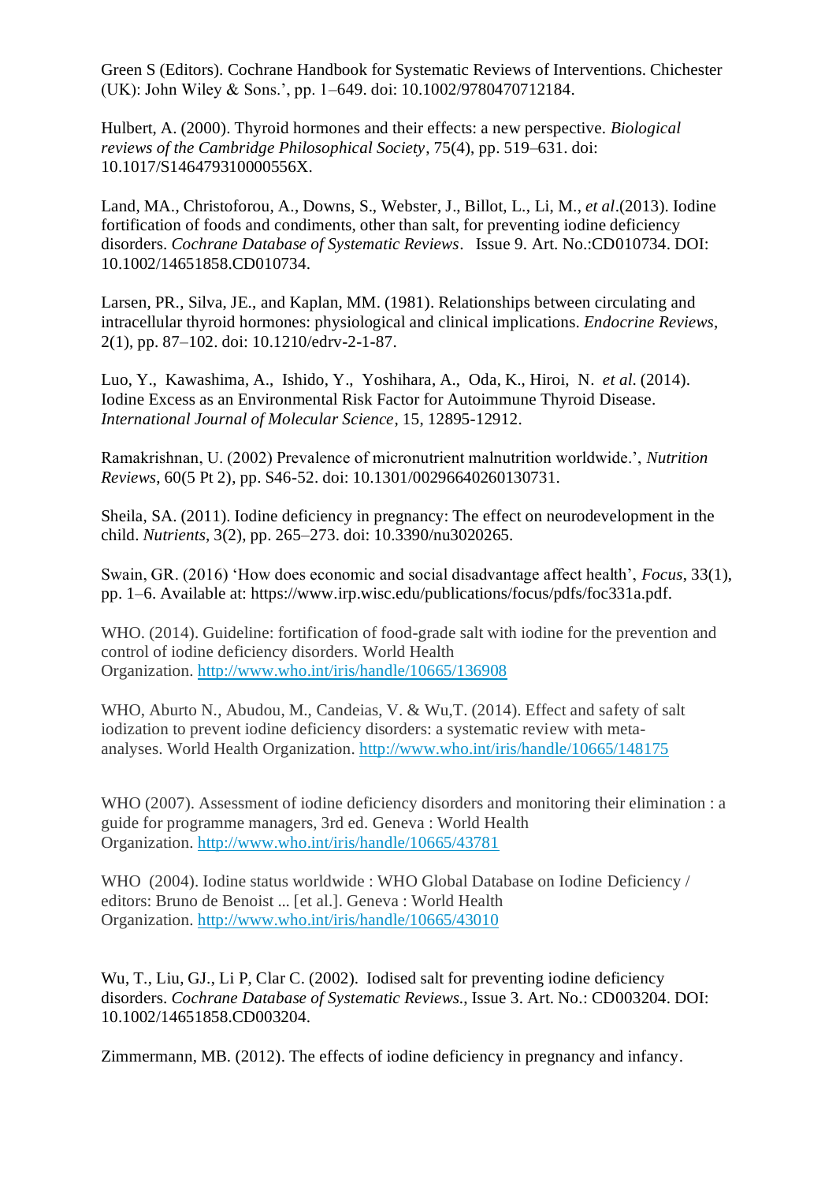Green S (Editors). Cochrane Handbook for Systematic Reviews of Interventions. Chichester (UK): John Wiley & Sons.', pp. 1–649. doi: 10.1002/9780470712184.

Hulbert, A. (2000). Thyroid hormones and their effects: a new perspective. *Biological reviews of the Cambridge Philosophical Society*, 75(4), pp. 519–631. doi: 10.1017/S146479310000556X.

Land, MA., Christoforou, A., Downs, S., Webster, J., Billot, L., Li, M., *et al*.(2013). Iodine fortification of foods and condiments, other than salt, for preventing iodine deficiency disorders. *Cochrane Database of Systematic Reviews*. Issue 9. Art. No.:CD010734. DOI: 10.1002/14651858.CD010734.

Larsen, PR., Silva, JE., and Kaplan, MM. (1981). Relationships between circulating and intracellular thyroid hormones: physiological and clinical implications. *Endocrine Reviews*, 2(1), pp. 87–102. doi: 10.1210/edrv-2-1-87.

Luo, Y., Kawashima, A., Ishido, Y., Yoshihara, A., Oda, K., Hiroi, N. *et al.* (2014). Iodine Excess as an Environmental Risk Factor for Autoimmune Thyroid Disease. *International Journal of Molecular Science*, 15, 12895-12912.

Ramakrishnan, U. (2002) Prevalence of micronutrient malnutrition worldwide.', *Nutrition Reviews*, 60(5 Pt 2), pp. S46-52. doi: 10.1301/00296640260130731.

Sheila, SA. (2011). Iodine deficiency in pregnancy: The effect on neurodevelopment in the child. *Nutrients*, 3(2), pp. 265–273. doi: 10.3390/nu3020265.

Swain, GR. (2016) 'How does economic and social disadvantage affect health', *Focus*, 33(1), pp. 1–6. Available at: https://www.irp.wisc.edu/publications/focus/pdfs/foc331a.pdf.

WHO. (2014). Guideline: fortification of food-grade salt with iodine for the prevention and control of iodine deficiency disorders. World Health Organization. http://www.who.int/iris/handle/10665/136908

WHO, Aburto N., Abudou, M., Candeias, V. & Wu,T. (2014). Effect and safety of salt iodization to prevent iodine deficiency disorders: a systematic review with meta-analyses. World Health Organization. http://www.who.int/iris/handle/10665/148175

WHO (2007). Assessment of iodine deficiency disorders and monitoring their elimination : a guide for programme managers, 3rd ed. Geneva : World Health Organization. http://www.who.int/iris/handle/10665/43781

WHO (2004). Iodine status worldwide : WHO Global Database on Iodine Deficiency / editors: Bruno de Benoist ... [et al.]. Geneva : World Health Organization. http://www.who.int/iris/handle/10665/43010

Wu, T., Liu, GJ., Li P, Clar C. (2002). Iodised salt for preventing iodine deficiency disorders. *Cochrane Database of Systematic Reviews*., Issue 3. Art. No.: CD003204. DOI: 10.1002/14651858.CD003204.

Zimmermann, MB. (2012). The effects of iodine deficiency in pregnancy and infancy.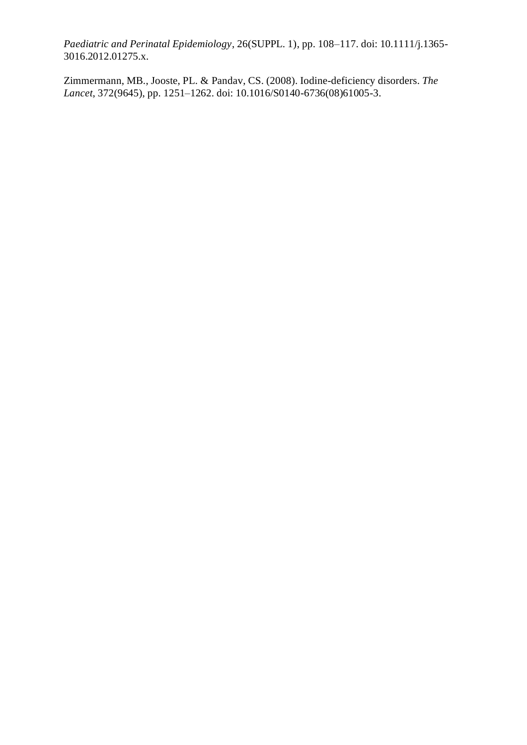*Paediatric and Perinatal Epidemiology*, 26(SUPPL. 1), pp. 108–117. doi: 10.1111/j.1365-3016.2012.01275.x.

Zimmermann, MB., Jooste, PL. & Pandav, CS. (2008). Iodine-deficiency disorders. *The Lancet*, 372(9645), pp. 1251–1262. doi: 10.1016/S0140-6736(08)61005-3.